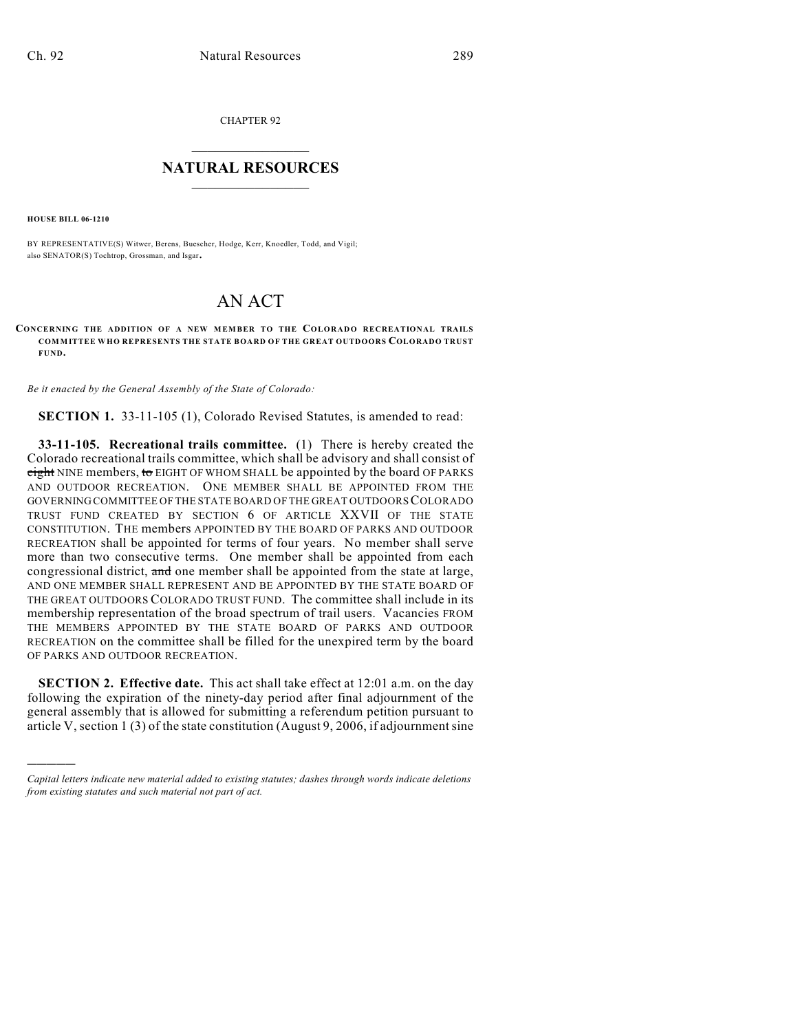CHAPTER 92

# NATURAL RESOURCES

**HOUSE BILL 06-1210**

BY REPRESENTATIVE(S) Witwer, Berens, Buescher, Hodge, Kerr, Knoedler, Todd, and Vigil;
also SENATOR(S) Tochtrop, Grossman, and Isgar.

# AN ACT

**CONCERNING THE ADDITION OF A NEW MEMBER TO THE COLORADO RECREATIONAL TRAILS COMMITTEE WHO REPRESENTS THE STATE BOARD OF THE GREAT OUTDOORS COLORADO TRUST FUND.**

*Be it enacted by the General Assembly of the State of Colorado:*

**SECTION 1.** 33-11-105 (1), Colorado Revised Statutes, is amended to read:

**33-11-105. Recreational trails committee.** (1) There is hereby created the Colorado recreational trails committee, which shall be advisory and shall consist of ~~eight~~ NINE members, ~~to~~ EIGHT OF WHOM SHALL be appointed by the board OF PARKS AND OUTDOOR RECREATION. ONE MEMBER SHALL BE APPOINTED FROM THE GOVERNING COMMITTEE OF THE STATE BOARD OF THE GREAT OUTDOORS COLORADO TRUST FUND CREATED BY SECTION 6 OF ARTICLE XXVII OF THE STATE CONSTITUTION. THE members APPOINTED BY THE BOARD OF PARKS AND OUTDOOR RECREATION shall be appointed for terms of four years. No member shall serve more than two consecutive terms. One member shall be appointed from each congressional district, ~~and~~ one member shall be appointed from the state at large, AND ONE MEMBER SHALL REPRESENT AND BE APPOINTED BY THE STATE BOARD OF THE GREAT OUTDOORS COLORADO TRUST FUND. The committee shall include in its membership representation of the broad spectrum of trail users. Vacancies FROM THE MEMBERS APPOINTED BY THE STATE BOARD OF PARKS AND OUTDOOR RECREATION on the committee shall be filled for the unexpired term by the board OF PARKS AND OUTDOOR RECREATION.

**SECTION 2. Effective date.** This act shall take effect at 12:01 a.m. on the day following the expiration of the ninety-day period after final adjournment of the general assembly that is allowed for submitting a referendum petition pursuant to article V, section 1 (3) of the state constitution (August 9, 2006, if adjournment sine

---

*Capital letters indicate new material added to existing statutes; dashes through words indicate deletions from existing statutes and such material not part of act.*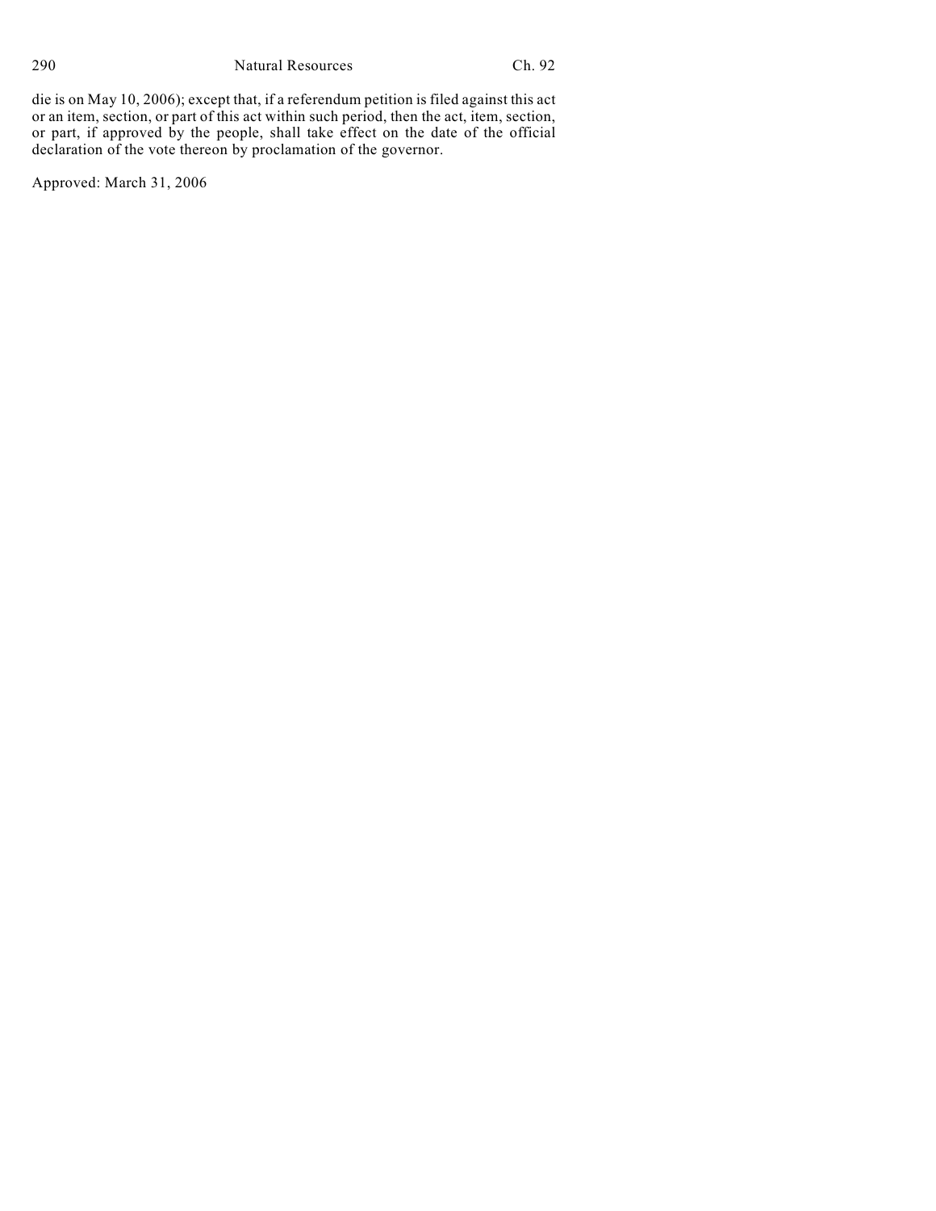die is on May 10, 2006); except that, if a referendum petition is filed against this act or an item, section, or part of this act within such period, then the act, item, section, or part, if approved by the people, shall take effect on the date of the official declaration of the vote thereon by proclamation of the governor.

Approved: March 31, 2006